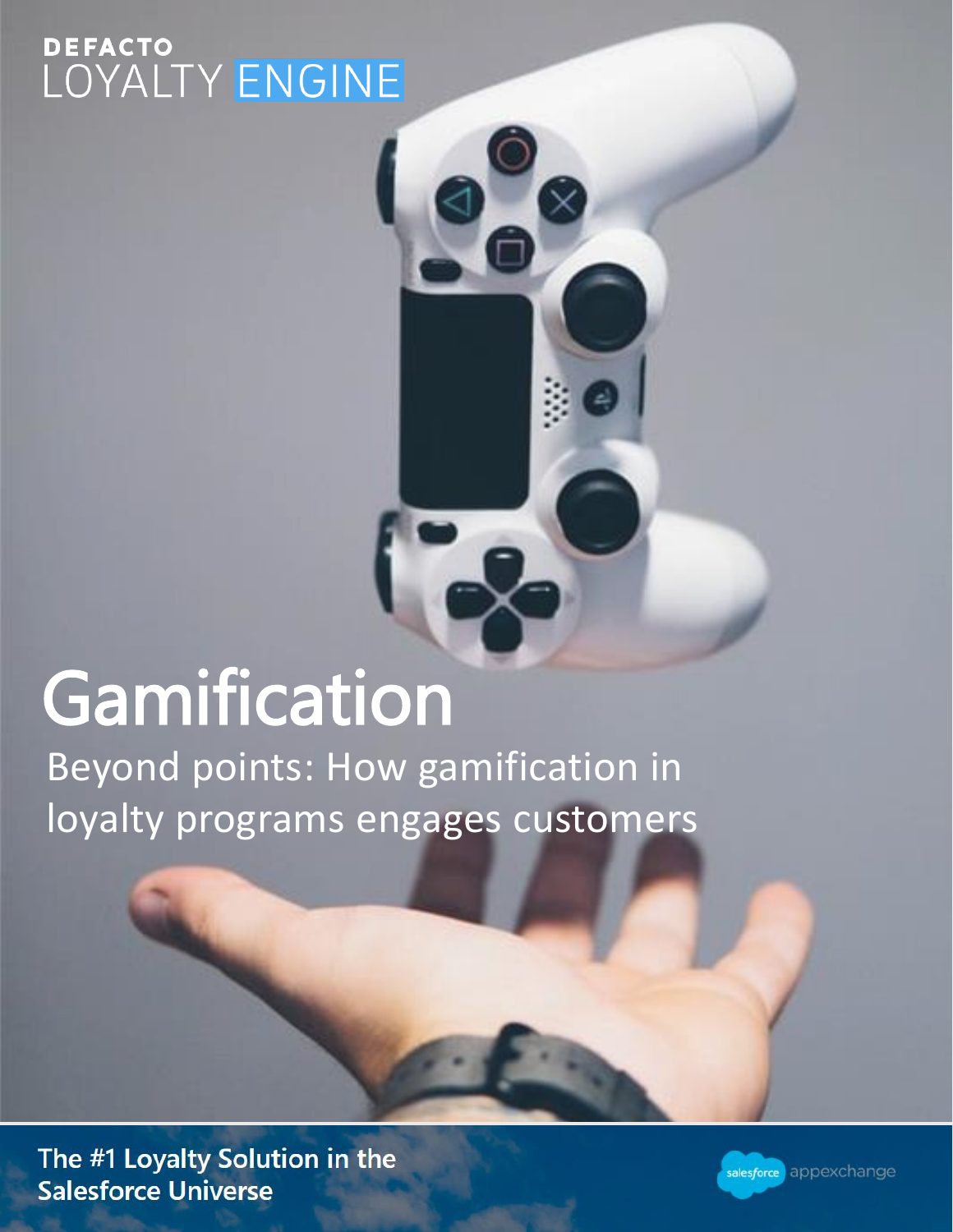DEFACTO
LOYALTY ENGINE

# Gamification

## Beyond points: How gamification in loyalty programs engages customers

**The #1 Loyalty Solution in the Salesforce Universe**

salesforce appexchange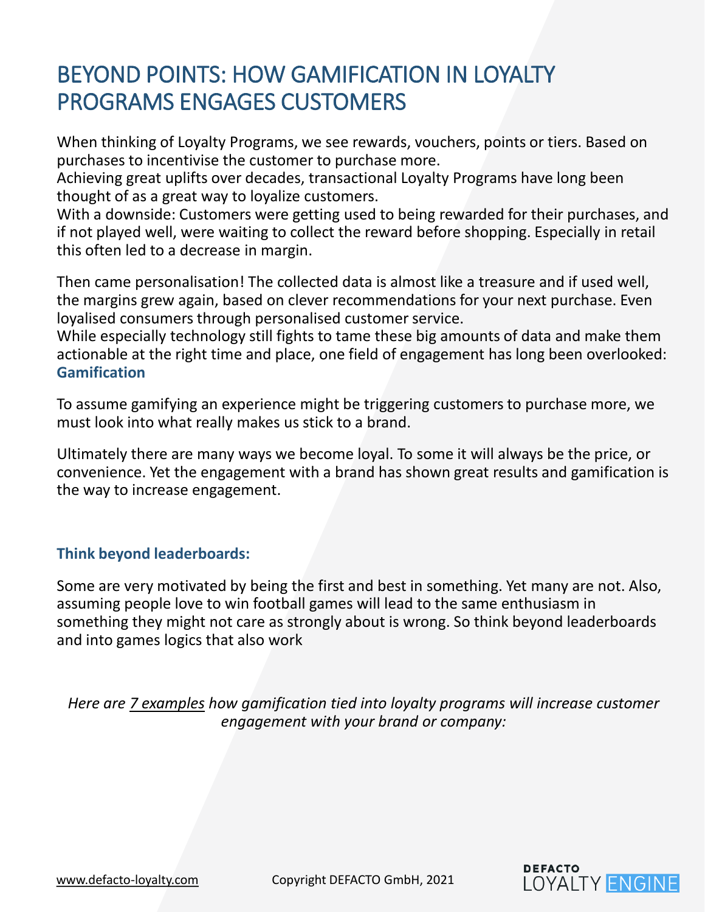# BEYOND POINTS: HOW GAMIFICATION IN LOYALTY PROGRAMS ENGAGES CUSTOMERS

When thinking of Loyalty Programs, we see rewards, vouchers, points or tiers. Based on purchases to incentivise the customer to purchase more.
Achieving great uplifts over decades, transactional Loyalty Programs have long been thought of as a great way to loyalize customers.
With a downside: Customers were getting used to being rewarded for their purchases, and if not played well, were waiting to collect the reward before shopping. Especially in retail this often led to a decrease in margin.

Then came personalisation! The collected data is almost like a treasure and if used well, the margins grew again, based on clever recommendations for your next purchase. Even loyalised consumers through personalised customer service.
While especially technology still fights to tame these big amounts of data and make them actionable at the right time and place, one field of engagement has long been overlooked: **Gamification**

To assume gamifying an experience might be triggering customers to purchase more, we must look into what really makes us stick to a brand.

Ultimately there are many ways we become loyal. To some it will always be the price, or convenience. Yet the engagement with a brand has shown great results and gamification is the way to increase engagement.

### Think beyond leaderboards:

Some are very motivated by being the first and best in something. Yet many are not. Also, assuming people love to win football games will lead to the same enthusiasm in something they might not care as strongly about is wrong. So think beyond leaderboards and into games logics that also work

*Here are 7 examples how gamification tied into loyalty programs will increase customer engagement with your brand or company:*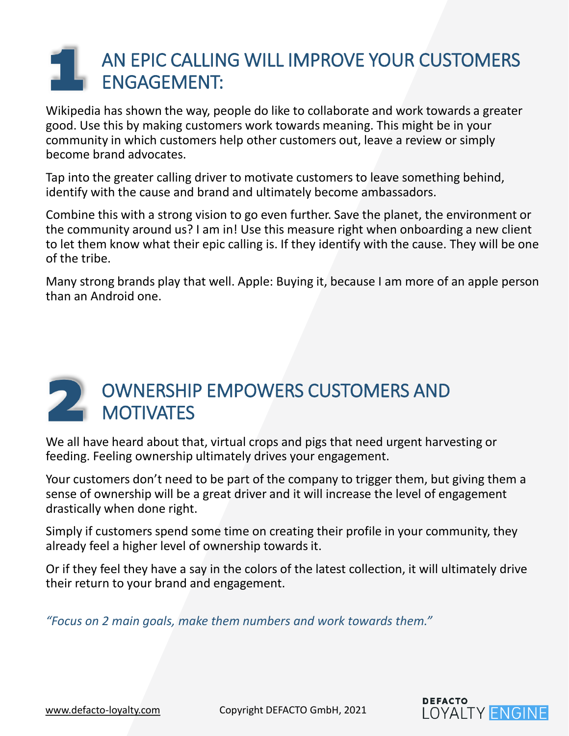## 1 AN EPIC CALLING WILL IMPROVE YOUR CUSTOMERS ENGAGEMENT:

Wikipedia has shown the way, people do like to collaborate and work towards a greater good. Use this by making customers work towards meaning. This might be in your community in which customers help other customers out, leave a review or simply become brand advocates.

Tap into the greater calling driver to motivate customers to leave something behind, identify with the cause and brand and ultimately become ambassadors.

Combine this with a strong vision to go even further. Save the planet, the environment or the community around us? I am in! Use this measure right when onboarding a new client to let them know what their epic calling is. If they identify with the cause. They will be one of the tribe.

Many strong brands play that well. Apple: Buying it, because I am more of an apple person than an Android one.

## 2 OWNERSHIP EMPOWERS CUSTOMERS AND MOTIVATES

We all have heard about that, virtual crops and pigs that need urgent harvesting or feeding. Feeling ownership ultimately drives your engagement.

Your customers don't need to be part of the company to trigger them, but giving them a sense of ownership will be a great driver and it will increase the level of engagement drastically when done right.

Simply if customers spend some time on creating their profile in your community, they already feel a higher level of ownership towards it.

Or if they feel they have a say in the colors of the latest collection, it will ultimately drive their return to your brand and engagement.

*"Focus on 2 main goals, make them numbers and work towards them."*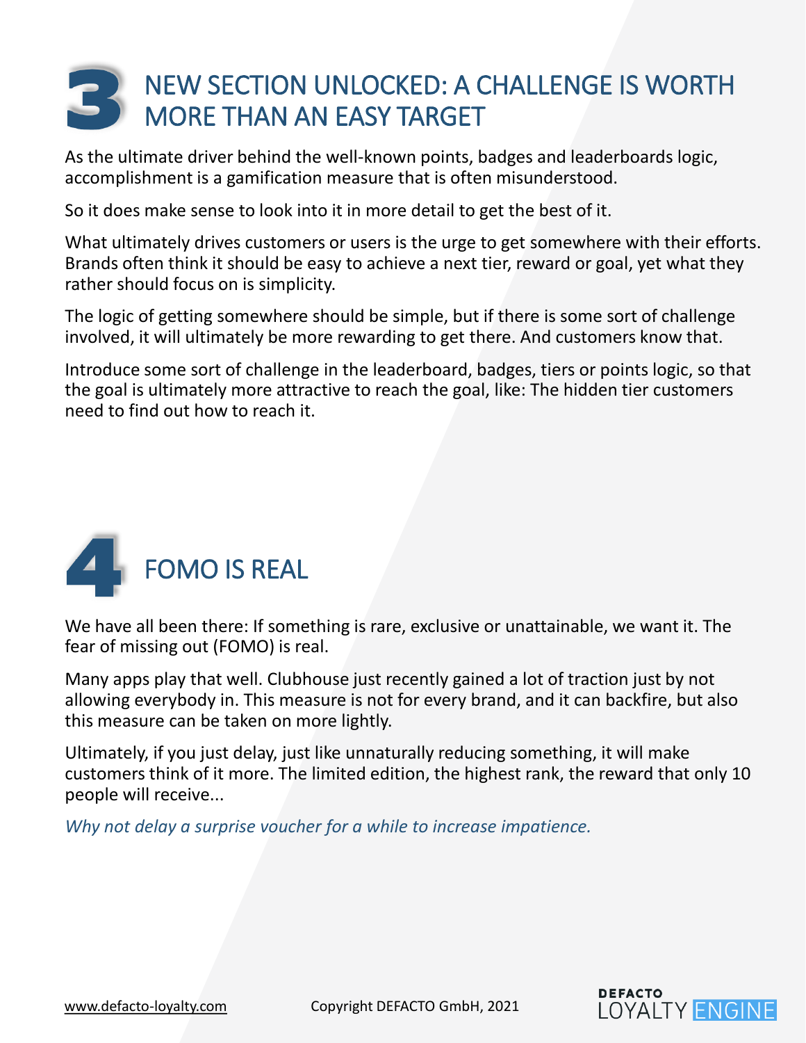## 3 NEW SECTION UNLOCKED: A CHALLENGE IS WORTH MORE THAN AN EASY TARGET

As the ultimate driver behind the well-known points, badges and leaderboards logic, accomplishment is a gamification measure that is often misunderstood.

So it does make sense to look into it in more detail to get the best of it.

What ultimately drives customers or users is the urge to get somewhere with their efforts. Brands often think it should be easy to achieve a next tier, reward or goal, yet what they rather should focus on is simplicity.

The logic of getting somewhere should be simple, but if there is some sort of challenge involved, it will ultimately be more rewarding to get there. And customers know that.

Introduce some sort of challenge in the leaderboard, badges, tiers or points logic, so that the goal is ultimately more attractive to reach the goal, like: The hidden tier customers need to find out how to reach it.

## 4 FOMO IS REAL

We have all been there: If something is rare, exclusive or unattainable, we want it. The fear of missing out (FOMO) is real.

Many apps play that well. Clubhouse just recently gained a lot of traction just by not allowing everybody in. This measure is not for every brand, and it can backfire, but also this measure can be taken on more lightly.

Ultimately, if you just delay, just like unnaturally reducing something, it will make customers think of it more. The limited edition, the highest rank, the reward that only 10 people will receive...

*Why not delay a surprise voucher for a while to increase impatience.*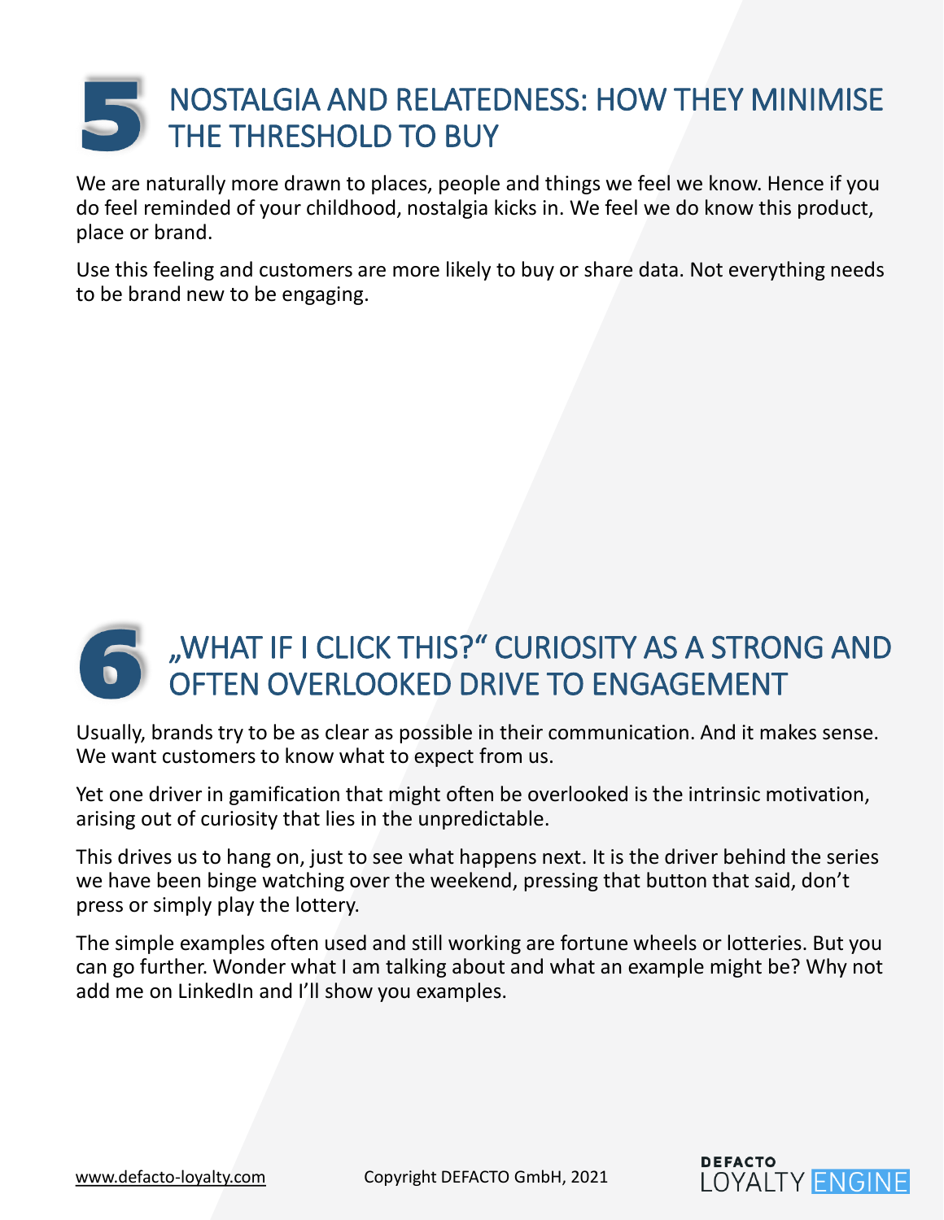## 5 NOSTALGIA AND RELATEDNESS: HOW THEY MINIMISE THE THRESHOLD TO BUY

We are naturally more drawn to places, people and things we feel we know. Hence if you do feel reminded of your childhood, nostalgia kicks in. We feel we do know this product, place or brand.

Use this feeling and customers are more likely to buy or share data. Not everything needs to be brand new to be engaging.

## 6 „WHAT IF I CLICK THIS?" CURIOSITY AS A STRONG AND OFTEN OVERLOOKED DRIVE TO ENGAGEMENT

Usually, brands try to be as clear as possible in their communication. And it makes sense. We want customers to know what to expect from us.

Yet one driver in gamification that might often be overlooked is the intrinsic motivation, arising out of curiosity that lies in the unpredictable.

This drives us to hang on, just to see what happens next. It is the driver behind the series we have been binge watching over the weekend, pressing that button that said, don't press or simply play the lottery.

The simple examples often used and still working are fortune wheels or lotteries. But you can go further. Wonder what I am talking about and what an example might be? Why not add me on LinkedIn and I'll show you examples.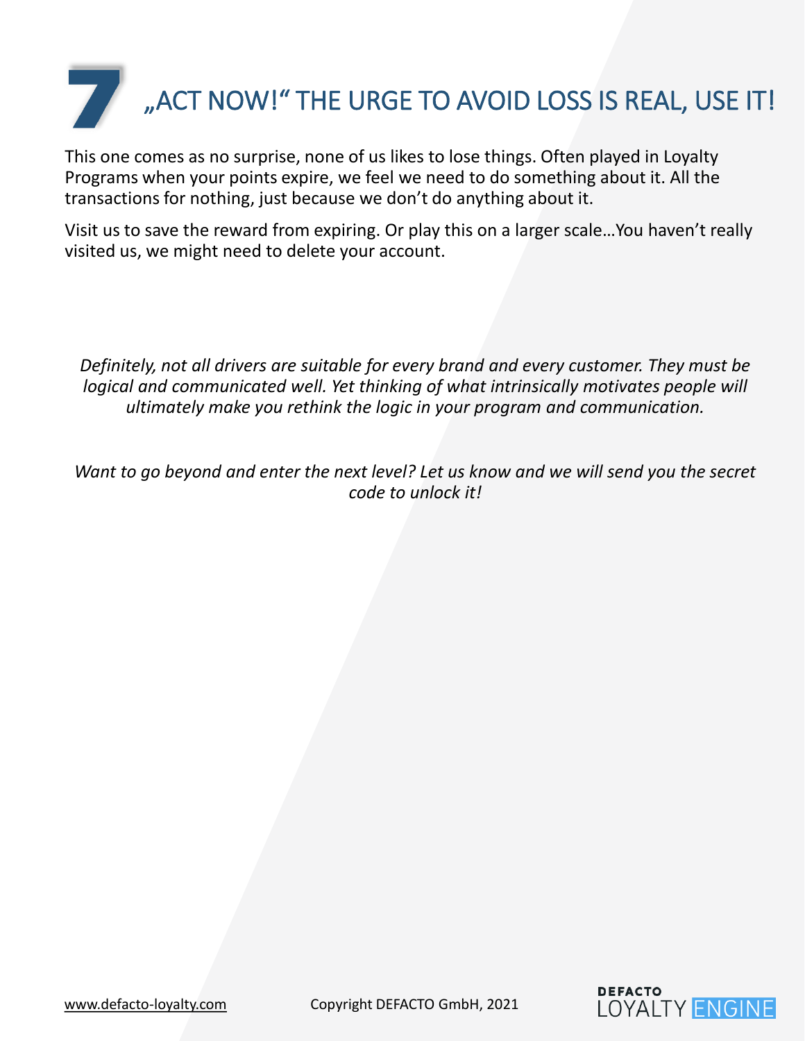# 7 „ACT NOW!“ THE URGE TO AVOID LOSS IS REAL, USE IT!

This one comes as no surprise, none of us likes to lose things. Often played in Loyalty Programs when your points expire, we feel we need to do something about it. All the transactions for nothing, just because we don't do anything about it.

Visit us to save the reward from expiring. Or play this on a larger scale…You haven't really visited us, we might need to delete your account.

*Definitely, not all drivers are suitable for every brand and every customer. They must be logical and communicated well. Yet thinking of what intrinsically motivates people will ultimately make you rethink the logic in your program and communication.*

*Want to go beyond and enter the next level? Let us know and we will send you the secret code to unlock it!*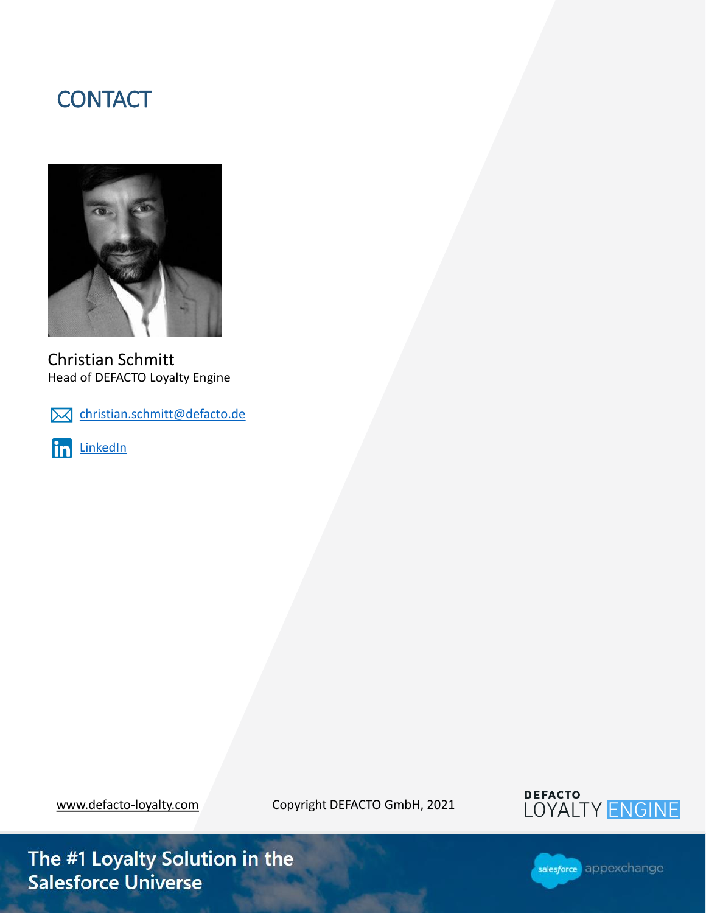# CONTACT

Christian Schmitt
Head of DEFACTO Loyalty Engine

christian.schmitt@defacto.de

LinkedIn

www.defacto-loyalty.com

Copyright DEFACTO GmbH, 2021

DEFACTO LOYALTY ENGINE

**The #1 Loyalty Solution in the Salesforce Universe**

salesforce appexchange